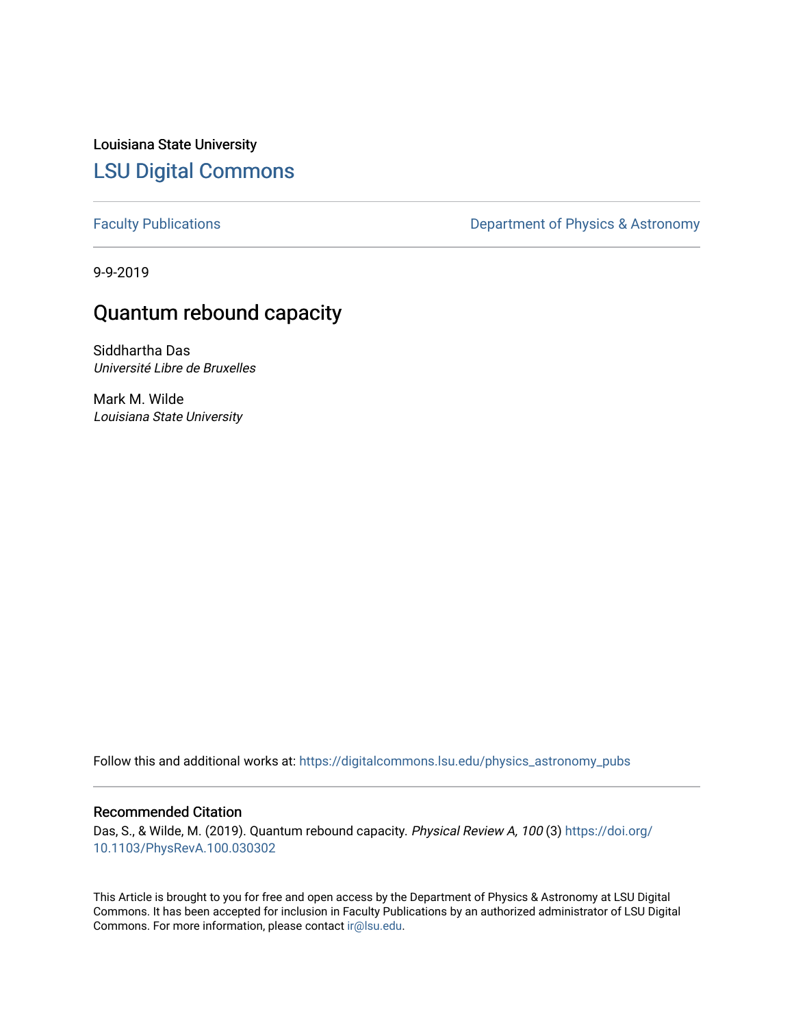Louisiana State University

# LSU Digital Commons

Faculty Publications

Department of Physics & Astronomy

9-9-2019

## Quantum rebound capacity

Siddhartha Das
*Université Libre de Bruxelles*

Mark M. Wilde
*Louisiana State University*

Follow this and additional works at: https://digitalcommons.lsu.edu/physics_astronomy_pubs

### Recommended Citation

Das, S., & Wilde, M. (2019). Quantum rebound capacity. *Physical Review A, 100* (3) https://doi.org/10.1103/PhysRevA.100.030302

This Article is brought to you for free and open access by the Department of Physics & Astronomy at LSU Digital Commons. It has been accepted for inclusion in Faculty Publications by an authorized administrator of LSU Digital Commons. For more information, please contact ir@lsu.edu.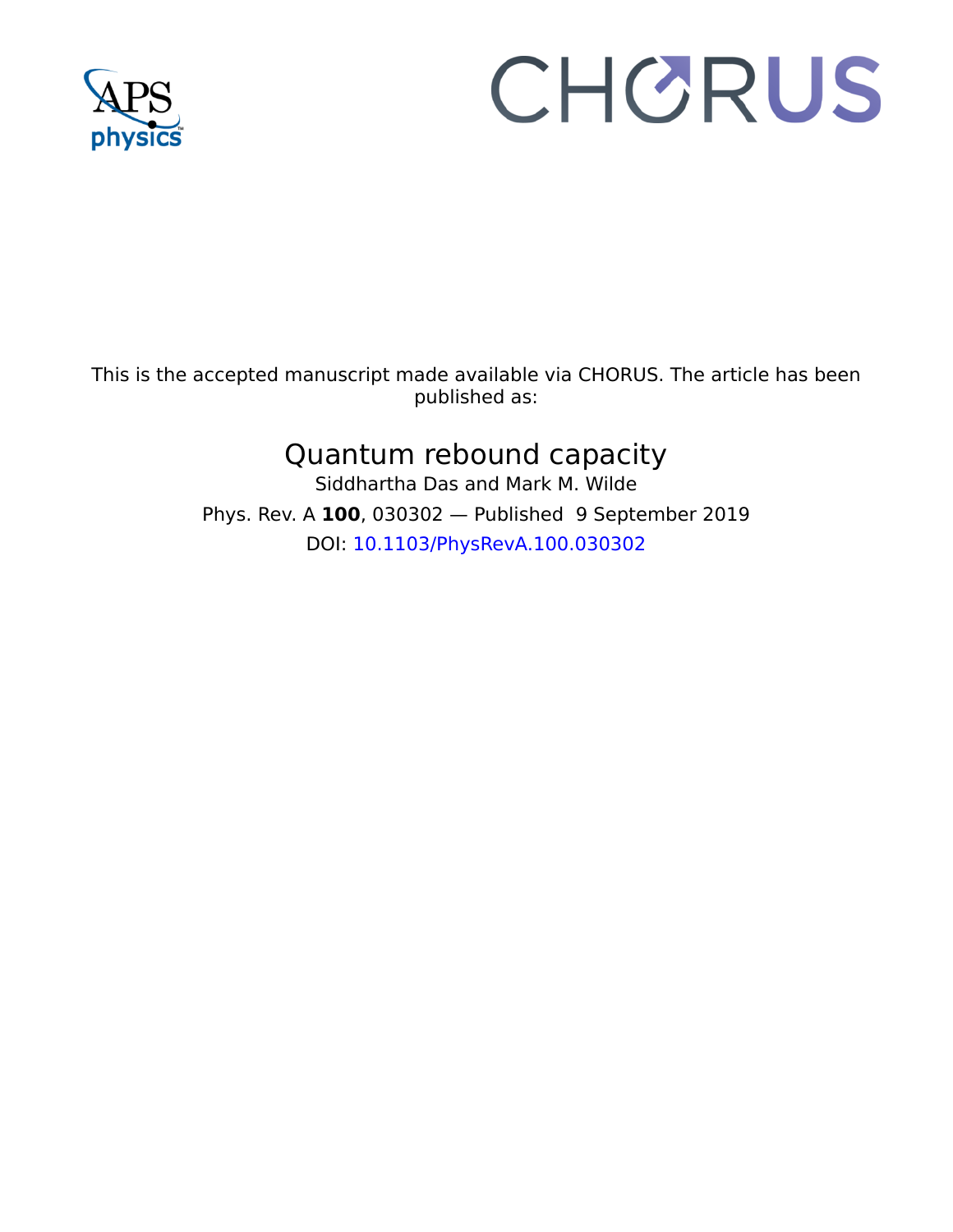This is the accepted manuscript made available via CHORUS. The article has been published as:

# Quantum rebound capacity

Siddhartha Das and Mark M. Wilde

Phys. Rev. A **100**, 030302 — Published 9 September 2019

DOI: 10.1103/PhysRevA.100.030302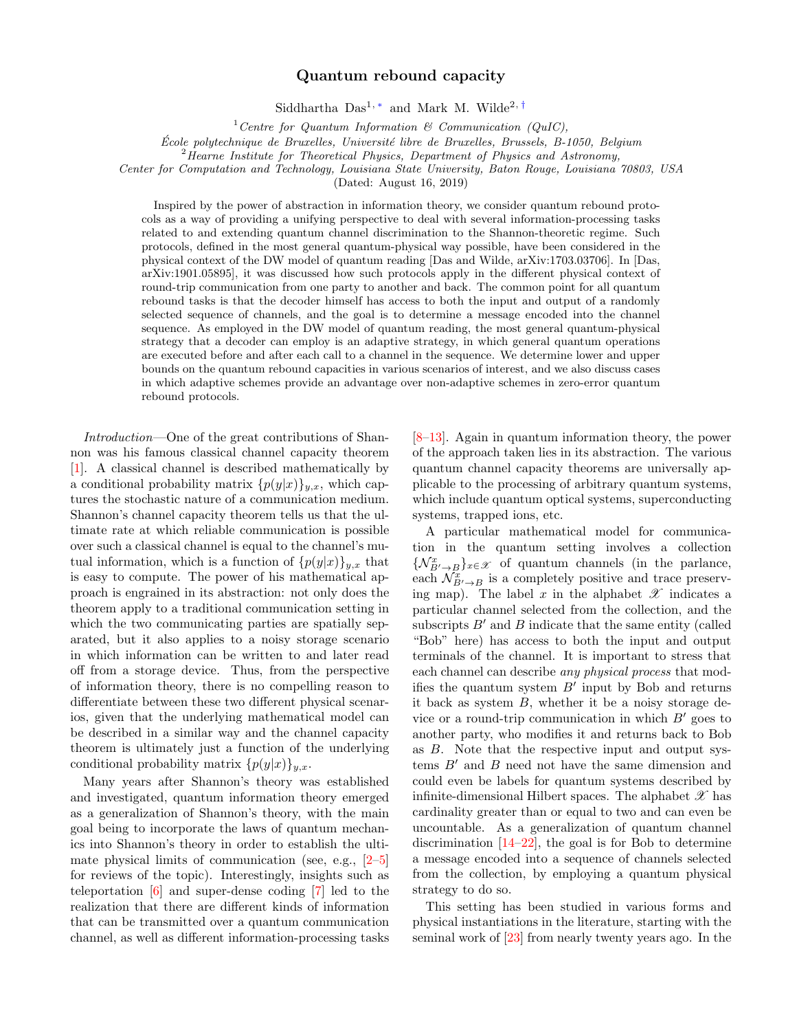# Quantum rebound capacity

Siddhartha Das[1,*] and Mark M. Wilde[2,†]

[1]*Centre for Quantum Information & Communication (QuIC), École polytechnique de Bruxelles, Université libre de Bruxelles, Brussels, B-1050, Belgium*

[2]*Hearne Institute for Theoretical Physics, Department of Physics and Astronomy, Center for Computation and Technology, Louisiana State University, Baton Rouge, Louisiana 70803, USA*

(Dated: August 16, 2019)

Inspired by the power of abstraction in information theory, we consider quantum rebound protocols as a way of providing a unifying perspective to deal with several information-processing tasks related to and extending quantum channel discrimination to the Shannon-theoretic regime. Such protocols, defined in the most general quantum-physical way possible, have been considered in the physical context of the DW model of quantum reading [Das and Wilde, arXiv:1703.03706]. In [Das, arXiv:1901.05895], it was discussed how such protocols apply in the different physical context of round-trip communication from one party to another and back. The common point for all quantum rebound tasks is that the decoder himself has access to both the input and output of a randomly selected sequence of channels, and the goal is to determine a message encoded into the channel sequence. As employed in the DW model of quantum reading, the most general quantum-physical strategy that a decoder can employ is an adaptive strategy, in which general quantum operations are executed before and after each call to a channel in the sequence. We determine lower and upper bounds on the quantum rebound capacities in various scenarios of interest, and we also discuss cases in which adaptive schemes provide an advantage over non-adaptive schemes in zero-error quantum rebound protocols.

*Introduction*—One of the great contributions of Shannon was his famous classical channel capacity theorem [1]. A classical channel is described mathematically by a conditional probability matrix $\{p(y|x)\}_{y,x}$, which captures the stochastic nature of a communication medium. Shannon's channel capacity theorem tells us that the ultimate rate at which reliable communication is possible over such a classical channel is equal to the channel's mutual information, which is a function of $\{p(y|x)\}_{y,x}$ that is easy to compute. The power of his mathematical approach is engrained in its abstraction: not only does the theorem apply to a traditional communication setting in which the two communicating parties are spatially separated, but it also applies to a noisy storage scenario in which information can be written to and later read off from a storage device. Thus, from the perspective of information theory, there is no compelling reason to differentiate between these two different physical scenarios, given that the underlying mathematical model can be described in a similar way and the channel capacity theorem is ultimately just a function of the underlying conditional probability matrix $\{p(y|x)\}_{y,x}$.

Many years after Shannon's theory was established and investigated, quantum information theory emerged as a generalization of Shannon's theory, with the main goal being to incorporate the laws of quantum mechanics into Shannon's theory in order to establish the ultimate physical limits of communication (see, e.g., [2–5] for reviews of the topic). Interestingly, insights such as teleportation [6] and super-dense coding [7] led to the realization that there are different kinds of information that can be transmitted over a quantum communication channel, as well as different information-processing tasks [8–13]. Again in quantum information theory, the power of the approach taken lies in its abstraction. The various quantum channel capacity theorems are universally applicable to the processing of arbitrary quantum systems, which include quantum optical systems, superconducting systems, trapped ions, etc.

A particular mathematical model for communication in the quantum setting involves a collection $\{\mathcal{N}^x_{B'\to B}\}_{x\in\mathscr{X}}$ of quantum channels (in the parlance, each $\mathcal{N}^x_{B'\to B}$ is a completely positive and trace preserving map). The label $x$ in the alphabet $\mathscr{X}$ indicates a particular channel selected from the collection, and the subscripts $B'$ and $B$ indicate that the same entity (called "Bob" here) has access to both the input and output terminals of the channel. It is important to stress that each channel can describe *any physical process* that modifies the quantum system $B'$ input by Bob and returns it back as system $B$, whether it be a noisy storage device or a round-trip communication in which $B'$ goes to another party, who modifies it and returns back to Bob as $B$. Note that the respective input and output systems $B'$ and $B$ need not have the same dimension and could even be labels for quantum systems described by infinite-dimensional Hilbert spaces. The alphabet $\mathscr{X}$ has cardinality greater than or equal to two and can even be uncountable. As a generalization of quantum channel discrimination [14–22], the goal is for Bob to determine a message encoded into a sequence of channels selected from the collection, by employing a quantum physical strategy to do so.

This setting has been studied in various forms and physical instantiations in the literature, starting with the seminal work of [23] from nearly twenty years ago. In the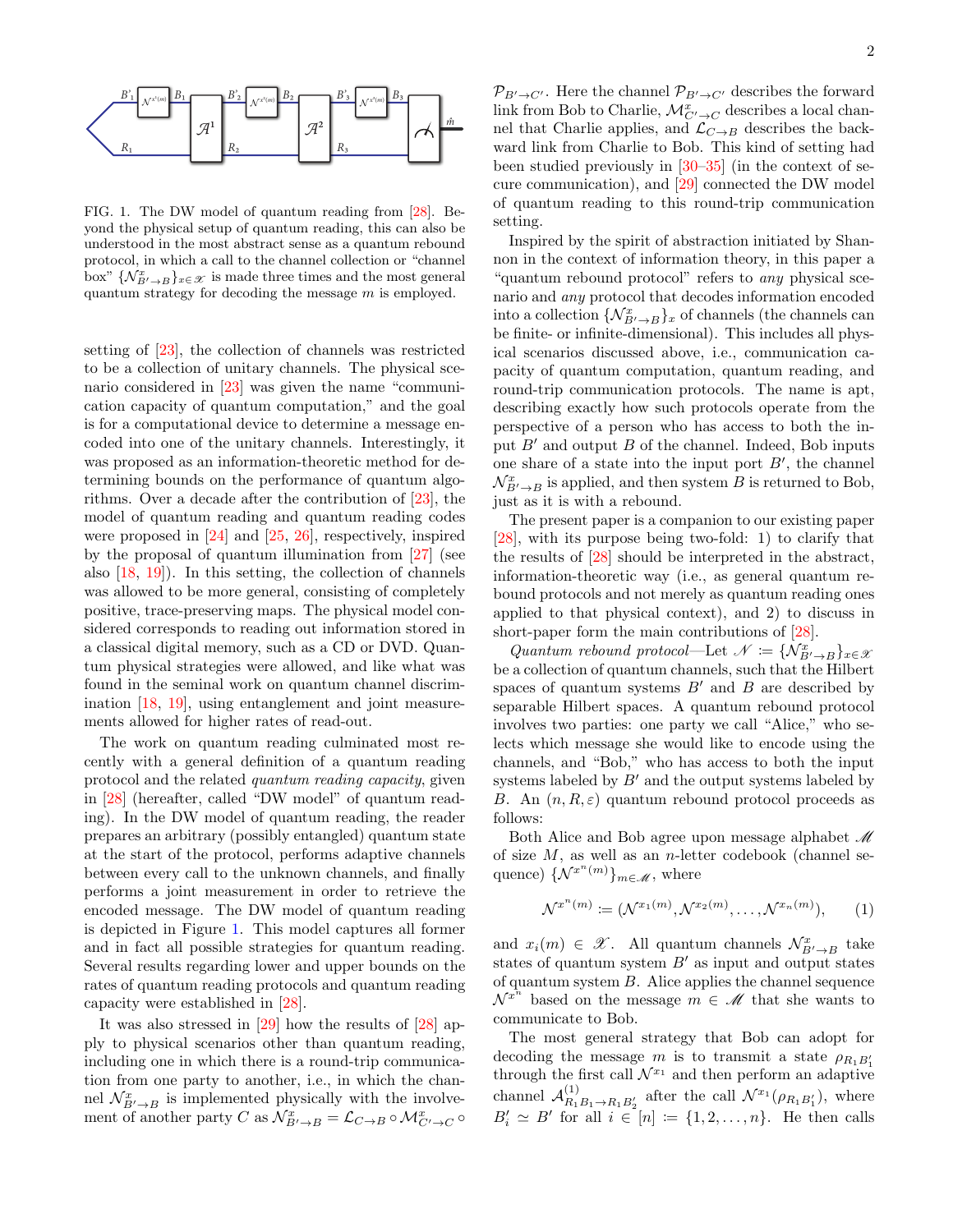FIG. 1. The DW model of quantum reading from [28]. Beyond the physical setup of quantum reading, this can also be understood in the most abstract sense as a quantum rebound protocol, in which a call to the channel collection or "channel box" $\{\mathcal{N}^x_{B'\to B}\}_{x\in\mathscr{X}}$ is made three times and the most general quantum strategy for decoding the message $m$ is employed.

setting of [23], the collection of channels was restricted to be a collection of unitary channels. The physical scenario considered in [23] was given the name "communication capacity of quantum computation," and the goal is for a computational device to determine a message encoded into one of the unitary channels. Interestingly, it was proposed as an information-theoretic method for determining bounds on the performance of quantum algorithms. Over a decade after the contribution of [23], the model of quantum reading and quantum reading codes were proposed in [24] and [25, 26], respectively, inspired by the proposal of quantum illumination from [27] (see also [18, 19]). In this setting, the collection of channels was allowed to be more general, consisting of completely positive, trace-preserving maps. The physical model considered corresponds to reading out information stored in a classical digital memory, such as a CD or DVD. Quantum physical strategies were allowed, and like what was found in the seminal work on quantum channel discrimination [18, 19], using entanglement and joint measurements allowed for higher rates of read-out.

The work on quantum reading culminated most recently with a general definition of a quantum reading protocol and the related *quantum reading capacity*, given in [28] (hereafter, called "DW model" of quantum reading). In the DW model of quantum reading, the reader prepares an arbitrary (possibly entangled) quantum state at the start of the protocol, performs adaptive channels between every call to the unknown channels, and finally performs a joint measurement in order to retrieve the encoded message. The DW model of quantum reading is depicted in Figure 1. This model captures all former and in fact all possible strategies for quantum reading. Several results regarding lower and upper bounds on the rates of quantum reading protocols and quantum reading capacity were established in [28].

It was also stressed in [29] how the results of [28] apply to physical scenarios other than quantum reading, including one in which there is a round-trip communication from one party to another, i.e., in which the channel $\mathcal{N}^x_{B'\to B}$ is implemented physically with the involvement of another party $C$ as $\mathcal{N}^x_{B'\to B} = \mathcal{L}_{C\to B}\circ\mathcal{M}^x_{C'\to C}\circ\mathcal{P}_{B'\to C'}$. Here the channel $\mathcal{P}_{B'\to C'}$ describes the forward link from Bob to Charlie, $\mathcal{M}^x_{C'\to C}$ describes a local channel that Charlie applies, and $\mathcal{L}_{C\to B}$ describes the backward link from Charlie to Bob. This kind of setting had been studied previously in [30–35] (in the context of secure communication), and [29] connected the DW model of quantum reading to this round-trip communication setting.

Inspired by the spirit of abstraction initiated by Shannon in the context of information theory, in this paper a "quantum rebound protocol" refers to *any* physical scenario and *any* protocol that decodes information encoded into a collection $\{\mathcal{N}^x_{B'\to B}\}_x$ of channels (the channels can be finite- or infinite-dimensional). This includes all physical scenarios discussed above, i.e., communication capacity of quantum computation, quantum reading, and round-trip communication protocols. The name is apt, describing exactly how such protocols operate from the perspective of a person who has access to both the input $B'$ and output $B$ of the channel. Indeed, Bob inputs one share of a state into the input port $B'$, the channel $\mathcal{N}^x_{B'\to B}$ is applied, and then system $B$ is returned to Bob, just as it is with a rebound.

The present paper is a companion to our existing paper [28], with its purpose being two-fold: 1) to clarify that the results of [28] should be interpreted in the abstract, information-theoretic way (i.e., as general quantum rebound protocols and not merely as quantum reading ones applied to that physical context), and 2) to discuss in short-paper form the main contributions of [28].

*Quantum rebound protocol*—Let $\mathscr{N} := \{\mathcal{N}^x_{B'\to B}\}_{x\in\mathscr{X}}$ be a collection of quantum channels, such that the Hilbert spaces of quantum systems $B'$ and $B$ are described by separable Hilbert spaces. A quantum rebound protocol involves two parties: one party we call "Alice," who selects which message she would like to encode using the channels, and "Bob," who has access to both the input systems labeled by $B'$ and the output systems labeled by $B$. An $(n, R, \varepsilon)$ quantum rebound protocol proceeds as follows:

Both Alice and Bob agree upon message alphabet $\mathscr{M}$ of size $M$, as well as an $n$-letter codebook (channel sequence) $\{\mathcal{N}^{x^n(m)}\}_{m\in\mathscr{M}}$, where

$$\mathcal{N}^{x^n(m)} := (\mathcal{N}^{x_1(m)}, \mathcal{N}^{x_2(m)}, \ldots, \mathcal{N}^{x_n(m)}), \qquad (1)$$

and $x_i(m) \in \mathscr{X}$. All quantum channels $\mathcal{N}^x_{B'\to B}$ take states of quantum system $B'$ as input and output states of quantum system $B$. Alice applies the channel sequence $\mathcal{N}^{x^n}$ based on the message $m \in \mathscr{M}$ that she wants to communicate to Bob.

The most general strategy that Bob can adopt for decoding the message $m$ is to transmit a state $\rho_{R_1B'_1}$ through the first call $\mathcal{N}^{x_1}$ and then perform an adaptive channel $\mathcal{A}^{(1)}_{R_1B_1\to R_1B'_2}$ after the call $\mathcal{N}^{x_1}(\rho_{R_1B'_1})$, where $B'_i \simeq B'$ for all $i \in [n] := \{1, 2, \ldots, n\}$. He then calls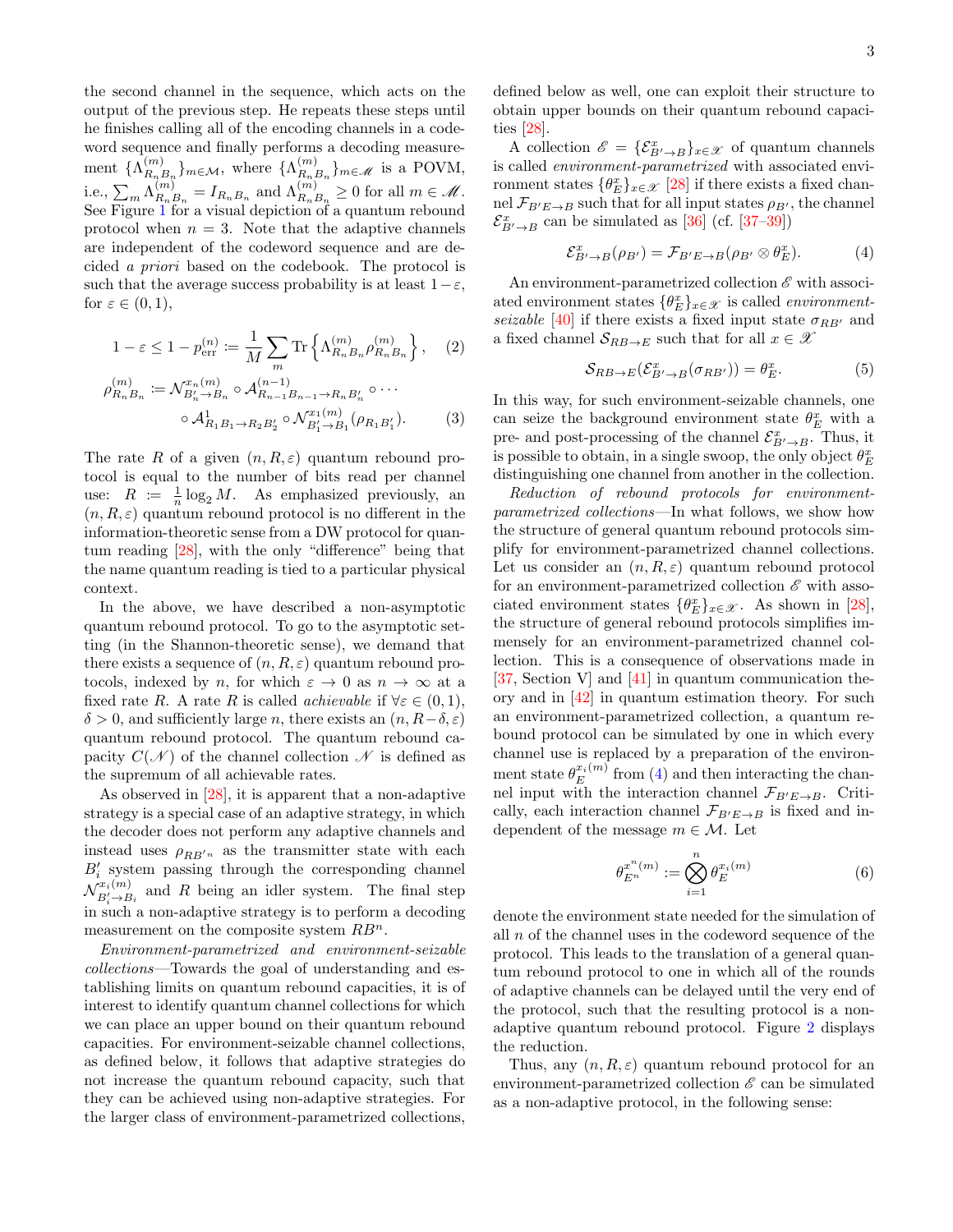the second channel in the sequence, which acts on the output of the previous step. He repeats these steps until he finishes calling all of the encoding channels in a codeword sequence and finally performs a decoding measurement $\{\Lambda^{(m)}_{R_n B_n}\}_{m\in\mathcal{M}}$, where $\{\Lambda^{(m)}_{R_n B_n}\}_{m\in\mathscr{M}}$ is a POVM, i.e., $\sum_m \Lambda^{(m)}_{R_n B_n} = I_{R_n B_n}$ and $\Lambda^{(m)}_{R_n B_n} \geq 0$ for all $m \in \mathscr{M}$. See Figure 1 for a visual depiction of a quantum rebound protocol when $n = 3$. Note that the adaptive channels are independent of the codeword sequence and are decided *a priori* based on the codebook. The protocol is such that the average success probability is at least $1-\varepsilon$, for $\varepsilon \in (0,1)$,

$$1-\varepsilon \leq 1 - p^{(n)}_{\text{err}} := \frac{1}{M}\sum_m \operatorname{Tr}\left\{\Lambda^{(m)}_{R_n B_n}\rho^{(m)}_{R_n B_n}\right\}, \quad (2)$$

$$\rho^{(m)}_{R_n B_n} := \mathcal{N}^{x_n(m)}_{B'_n\to B_n} \circ \mathcal{A}^{(n-1)}_{R_{n-1}B_{n-1}\to R_n B'_n} \circ \cdots \circ \mathcal{A}^{1}_{R_1 B_1 \to R_2 B'_2} \circ \mathcal{N}^{x_1(m)}_{B'_1\to B_1}(\rho_{R_1 B'_1}). \quad (3)$$

The rate $R$ of a given $(n, R, \varepsilon)$ quantum rebound protocol is equal to the number of bits read per channel use: $R := \frac{1}{n}\log_2 M$. As emphasized previously, an $(n, R, \varepsilon)$ quantum rebound protocol is no different in the information-theoretic sense from a DW protocol for quantum reading [28], with the only "difference" being that the name quantum reading is tied to a particular physical context.

In the above, we have described a non-asymptotic quantum rebound protocol. To go to the asymptotic setting (in the Shannon-theoretic sense), we demand that there exists a sequence of $(n, R, \varepsilon)$ quantum rebound protocols, indexed by $n$, for which $\varepsilon \to 0$ as $n \to \infty$ at a fixed rate $R$. A rate $R$ is called *achievable* if $\forall \varepsilon \in (0,1)$, $\delta > 0$, and sufficiently large $n$, there exists an $(n, R-\delta, \varepsilon)$ quantum rebound protocol. The quantum rebound capacity $C(\mathscr{N})$ of the channel collection $\mathscr{N}$ is defined as the supremum of all achievable rates.

As observed in [28], it is apparent that a non-adaptive strategy is a special case of an adaptive strategy, in which the decoder does not perform any adaptive channels and instead uses $\rho_{RB'^n}$ as the transmitter state with each $B'_i$ system passing through the corresponding channel $\mathcal{N}^{x_i(m)}_{B'_i\to B_i}$ and $R$ being an idler system. The final step in such a non-adaptive strategy is to perform a decoding measurement on the composite system $RB^n$.

*Environment-parametrized and environment-seizable collections*—Towards the goal of understanding and establishing limits on quantum rebound capacities, it is of interest to identify quantum channel collections for which we can place an upper bound on their quantum rebound capacities. For environment-seizable channel collections, as defined below, it follows that adaptive strategies do not increase the quantum rebound capacity, such that they can be achieved using non-adaptive strategies. For the larger class of environment-parametrized collections, defined below as well, one can exploit their structure to obtain upper bounds on their quantum rebound capacities [28].

A collection $\mathscr{E} = \{\mathcal{E}^x_{B'\to B}\}_{x\in\mathscr{X}}$ of quantum channels is called *environment-parametrized* with associated environment states $\{\theta^x_E\}_{x\in\mathscr{X}}$ [28] if there exists a fixed channel $\mathcal{F}_{B'E\to B}$ such that for all input states $\rho_{B'}$, the channel $\mathcal{E}^x_{B'\to B}$ can be simulated as [36] (cf. [37–39])

$$\mathcal{E}^x_{B'\to B}(\rho_{B'}) = \mathcal{F}_{B'E\to B}(\rho_{B'} \otimes \theta^x_E). \quad (4)$$

An environment-parametrized collection $\mathscr{E}$ with associated environment states $\{\theta^x_E\}_{x\in\mathscr{X}}$ is called *environment-seizable* [40] if there exists a fixed input state $\sigma_{RB'}$ and a fixed channel $\mathcal{S}_{RB\to E}$ such that for all $x \in \mathscr{X}$

$$\mathcal{S}_{RB\to E}(\mathcal{E}^x_{B'\to B}(\sigma_{RB'})) = \theta^x_E. \quad (5)$$

In this way, for such environment-seizable channels, one can seize the background environment state $\theta^x_E$ with a pre- and post-processing of the channel $\mathcal{E}^x_{B'\to B}$. Thus, it is possible to obtain, in a single swoop, the only object $\theta^x_E$ distinguishing one channel from another in the collection.

*Reduction of rebound protocols for environment-parametrized collections*—In what follows, we show how the structure of general quantum rebound protocols simplify for environment-parametrized channel collections. Let us consider an $(n, R, \varepsilon)$ quantum rebound protocol for an environment-parametrized collection $\mathscr{E}$ with associated environment states $\{\theta^x_E\}_{x\in\mathscr{X}}$. As shown in [28], the structure of general rebound protocols simplifies immensely for an environment-parametrized channel collection. This is a consequence of observations made in [37, Section V] and [41] in quantum communication theory and in [42] in quantum estimation theory. For such an environment-parametrized collection, a quantum rebound protocol can be simulated by one in which every channel use is replaced by a preparation of the environment state $\theta^{x_i(m)}_E$ from (4) and then interacting the channel input with the interaction channel $\mathcal{F}_{B'E\to B}$. Critically, each interaction channel $\mathcal{F}_{B'E\to B}$ is fixed and independent of the message $m \in \mathcal{M}$. Let

$$\theta^{x^n(m)}_{E^n} := \bigotimes_{i=1}^{n} \theta^{x_i(m)}_E \quad (6)$$

denote the environment state needed for the simulation of all $n$ of the channel uses in the codeword sequence of the protocol. This leads to the translation of a general quantum rebound protocol to one in which all of the rounds of adaptive channels can be delayed until the very end of the protocol, such that the resulting protocol is a non-adaptive quantum rebound protocol. Figure 2 displays the reduction.

Thus, any $(n, R, \varepsilon)$ quantum rebound protocol for an environment-parametrized collection $\mathscr{E}$ can be simulated as a non-adaptive protocol, in the following sense: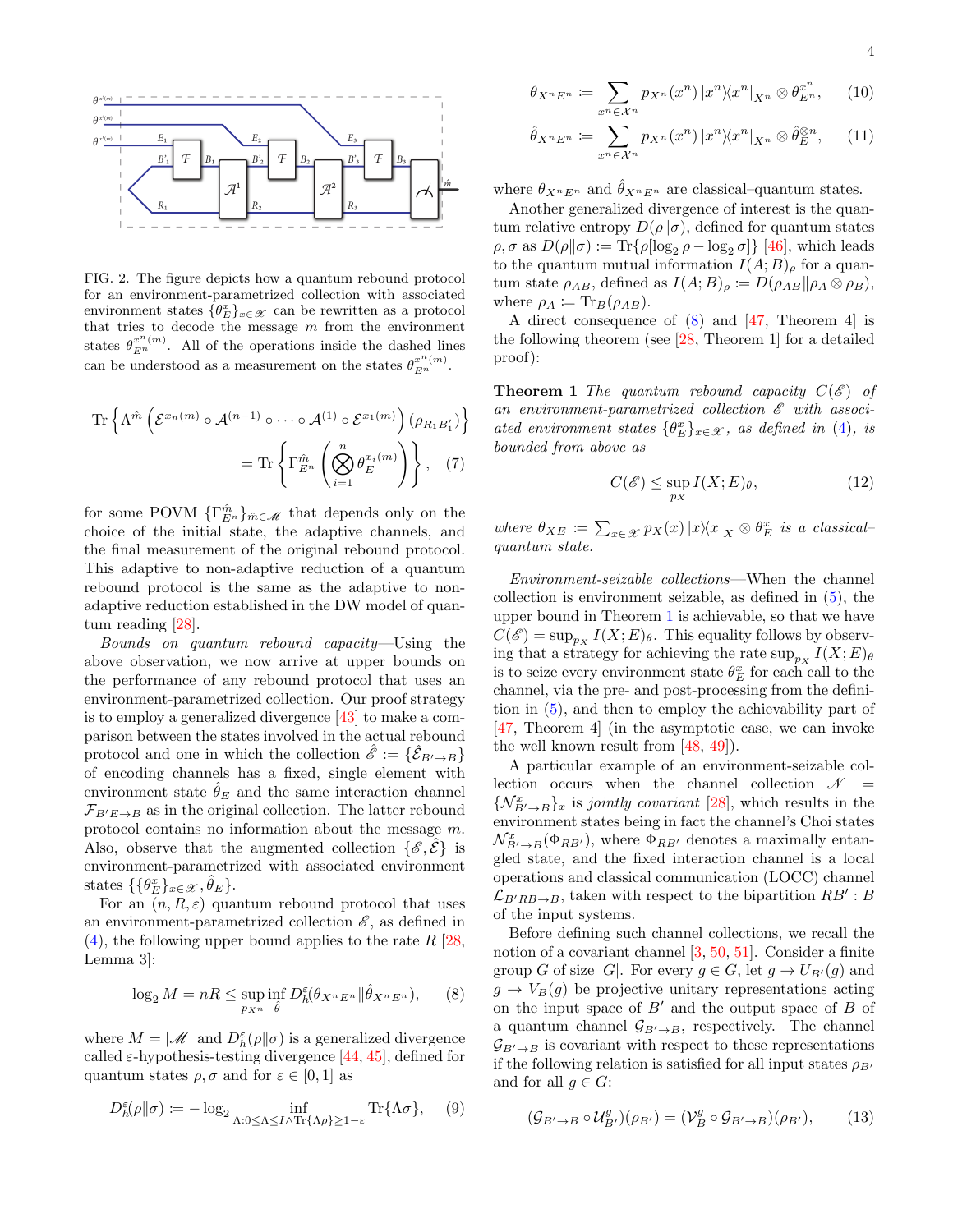FIG. 2. The figure depicts how a quantum rebound protocol for an environment-parametrized collection with associated environment states $\{\theta_E^x\}_{x\in\mathscr{X}}$ can be rewritten as a protocol that tries to decode the message $m$ from the environment states $\theta_{E^n}^{x^n(m)}$. All of the operations inside the dashed lines can be understood as a measurement on the states $\theta_{E^n}^{x^n(m)}$.

$$\operatorname{Tr}\left\{\Lambda^{\hat{m}}\left(\mathcal{E}^{x_n(m)} \circ \mathcal{A}^{(n-1)} \circ \cdots \circ \mathcal{A}^{(1)} \circ \mathcal{E}^{x_1(m)}\right)(\rho_{R_1 B_1'})\right\} = \operatorname{Tr}\left\{\Gamma_{E^n}^{\hat{m}}\left(\bigotimes_{i=1}^{n} \theta_E^{x_i(m)}\right)\right\}, \quad (7)$$

for some POVM $\{\Gamma_{E^n}^{\hat{m}}\}_{\hat{m}\in\mathscr{M}}$ that depends only on the choice of the initial state, the adaptive channels, and the final measurement of the original rebound protocol. This adaptive to non-adaptive reduction of a quantum rebound protocol is the same as the adaptive to non-adaptive reduction established in the DW model of quantum reading [28].

*Bounds on quantum rebound capacity*—Using the above observation, we now arrive at upper bounds on the performance of any rebound protocol that uses an environment-parametrized collection. Our proof strategy is to employ a generalized divergence [43] to make a comparison between the states involved in the actual rebound protocol and one in which the collection $\hat{\mathscr{E}} := \{\hat{\mathcal{E}}_{B'\to B}\}$ of encoding channels has a fixed, single element with environment state $\hat{\theta}_E$ and the same interaction channel $\mathcal{F}_{B'E\to B}$ as in the original collection. The latter rebound protocol contains no information about the message $m$. Also, observe that the augmented collection $\{\mathscr{E}, \hat{\mathcal{E}}\}$ is environment-parametrized with associated environment states $\{\{\theta_E^x\}_{x\in\mathscr{X}}, \hat{\theta}_E\}$.

For an $(n, R, \varepsilon)$ quantum rebound protocol that uses an environment-parametrized collection $\mathscr{E}$, as defined in (4), the following upper bound applies to the rate $R$ [28, Lemma 3]:

$$\log_2 M = nR \le \sup_{p_{X^n}} \inf_{\hat{\theta}} D_h^{\varepsilon}(\theta_{X^nE^n} \| \hat{\theta}_{X^nE^n}), \quad (8)$$

where $M = |\mathscr{M}|$ and $D_h^{\varepsilon}(\rho\|\sigma)$ is a generalized divergence called $\varepsilon$-hypothesis-testing divergence [44, 45], defined for quantum states $\rho, \sigma$ and for $\varepsilon \in [0, 1]$ as

$$D_h^{\varepsilon}(\rho\|\sigma) := -\log_2 \inf_{\Lambda: 0\le\Lambda\le I \wedge \operatorname{Tr}\{\Lambda\rho\}\ge 1-\varepsilon} \operatorname{Tr}\{\Lambda\sigma\}, \quad (9)$$

$$\theta_{X^nE^n} := \sum_{x^n\in\mathcal{X}^n} p_{X^n}(x^n) |x^n\rangle\!\langle x^n|_{X^n} \otimes \theta_{E^n}^{x^n}, \quad (10)$$

$$\hat{\theta}_{X^nE^n} := \sum_{x^n\in\mathcal{X}^n} p_{X^n}(x^n) |x^n\rangle\!\langle x^n|_{X^n} \otimes \hat{\theta}_E^{\otimes n}, \quad (11)$$

where $\theta_{X^nE^n}$ and $\hat{\theta}_{X^nE^n}$ are classical–quantum states.

Another generalized divergence of interest is the quantum relative entropy $D(\rho\|\sigma)$, defined for quantum states $\rho, \sigma$ as $D(\rho\|\sigma) := \operatorname{Tr}\{\rho[\log_2\rho - \log_2\sigma]\}$ [46], which leads to the quantum mutual information $I(A; B)_\rho$ for a quantum state $\rho_{AB}$, defined as $I(A; B)_\rho := D(\rho_{AB}\|\rho_A \otimes \rho_B)$, where $\rho_A := \operatorname{Tr}_B(\rho_{AB})$.

A direct consequence of (8) and [47, Theorem 4] is the following theorem (see [28, Theorem 1] for a detailed proof):

**Theorem 1** *The quantum rebound capacity $C(\mathscr{E})$ of an environment-parametrized collection $\mathscr{E}$ with associated environment states $\{\theta_E^x\}_{x\in\mathscr{X}}$, as defined in (4), is bounded from above as*

$$C(\mathscr{E}) \le \sup_{p_X} I(X; E)_\theta, \quad (12)$$

*where $\theta_{XE} := \sum_{x\in\mathscr{X}} p_X(x) |x\rangle\!\langle x|_X \otimes \theta_E^x$ is a classical–quantum state.*

*Environment-seizable collections*—When the channel collection is environment seizable, as defined in (5), the upper bound in Theorem 1 is achievable, so that we have $C(\mathscr{E}) = \sup_{p_X} I(X; E)_\theta$. This equality follows by observing that a strategy for achieving the rate $\sup_{p_X} I(X; E)_\theta$ is to seize every environment state $\theta_E^x$ for each call to the channel, via the pre- and post-processing from the definition in (5), and then to employ the achievability part of [47, Theorem 4] (in the asymptotic case, we can invoke the well known result from [48, 49]).

A particular example of an environment-seizable collection occurs when the channel collection $\mathscr{N} = \{\mathcal{N}_{B'\to B}^x\}_x$ is *jointly covariant* [28], which results in the environment states being in fact the channel's Choi states $\mathcal{N}_{B'\to B}^x(\Phi_{RB'})$, where $\Phi_{RB'}$ denotes a maximally entangled state, and the fixed interaction channel is a local operations and classical communication (LOCC) channel $\mathcal{L}_{B'RB\to B}$, taken with respect to the bipartition $RB' : B$ of the input systems.

Before defining such channel collections, we recall the notion of a covariant channel [3, 50, 51]. Consider a finite group $G$ of size $|G|$. For every $g \in G$, let $g \to U_{B'}(g)$ and $g \to V_B(g)$ be projective unitary representations acting on the input space of $B'$ and the output space of $B$ of a quantum channel $\mathcal{G}_{B'\to B}$, respectively. The channel $\mathcal{G}_{B'\to B}$ is covariant with respect to these representations if the following relation is satisfied for all input states $\rho_{B'}$ and for all $g \in G$:

$$(\mathcal{G}_{B'\to B} \circ \mathcal{U}_{B'}^g)(\rho_{B'}) = (\mathcal{V}_B^g \circ \mathcal{G}_{B'\to B})(\rho_{B'}), \quad (13)$$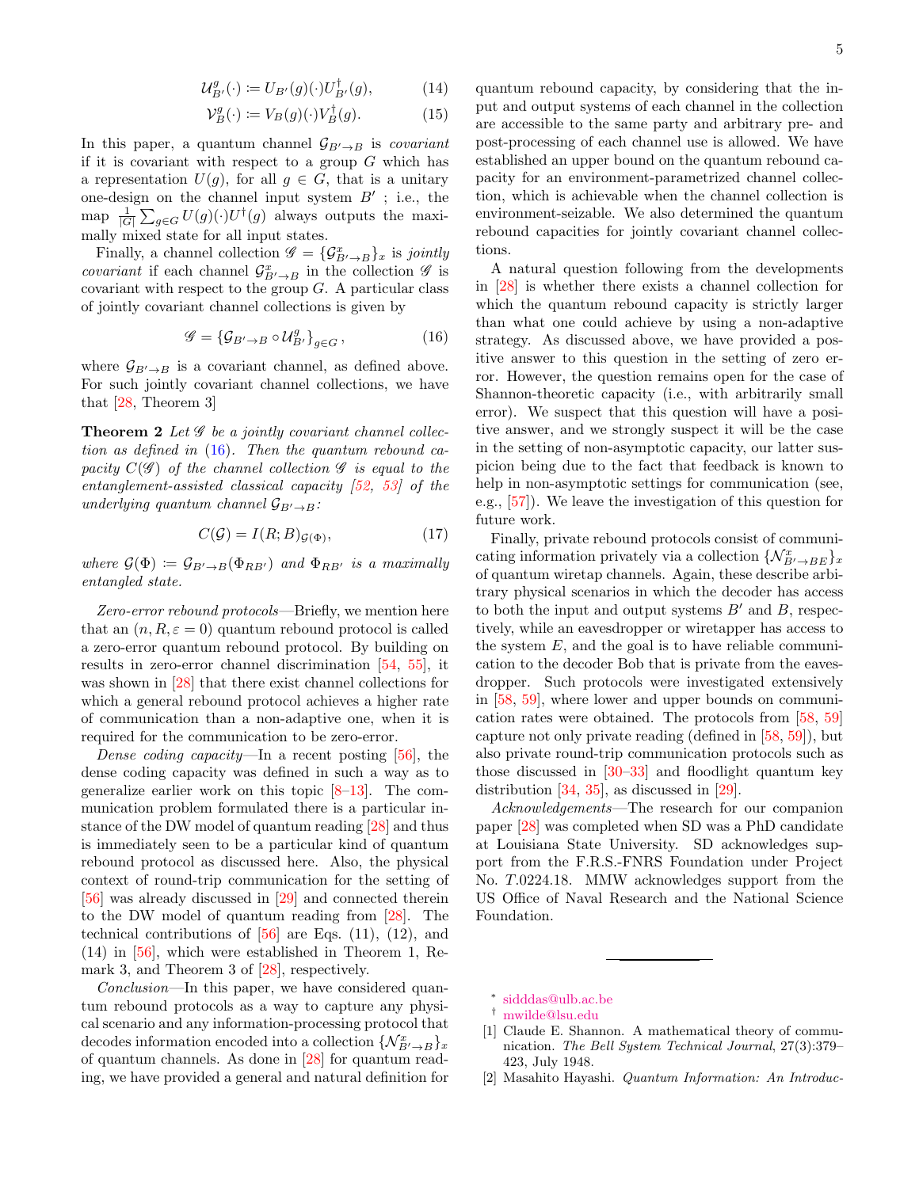$$\mathcal{U}^g_{B'}(\cdot) \coloneqq U_{B'}(g)(\cdot)U^\dagger_{B'}(g), \tag{14}$$

$$\mathcal{V}^g_{B}(\cdot) \coloneqq V_{B}(g)(\cdot)V^\dagger_{B}(g). \tag{15}$$

In this paper, a quantum channel $\mathcal{G}_{B'\to B}$ is *covariant* if it is covariant with respect to a group $G$ which has a representation $U(g)$, for all $g \in G$, that is a unitary one-design on the channel input system $B'$ ; i.e., the map $\frac{1}{|G|}\sum_{g\in G} U(g)(\cdot)U^\dagger(g)$ always outputs the maximally mixed state for all input states.

Finally, a channel collection $\mathscr{G} = \{\mathcal{G}^x_{B'\to B}\}_x$ is *jointly covariant* if each channel $\mathcal{G}^x_{B'\to B}$ in the collection $\mathscr{G}$ is covariant with respect to the group $G$. A particular class of jointly covariant channel collections is given by

$$\mathscr{G} = \{\mathcal{G}_{B'\to B} \circ \mathcal{U}^g_{B'}\}_{g\in G}, \tag{16}$$

where $\mathcal{G}_{B'\to B}$ is a covariant channel, as defined above. For such jointly covariant channel collections, we have that [28, Theorem 3]

**Theorem 2** *Let $\mathscr{G}$ be a jointly covariant channel collection as defined in (16). Then the quantum rebound capacity $C(\mathscr{G})$ of the channel collection $\mathscr{G}$ is equal to the entanglement-assisted classical capacity [52, 53] of the underlying quantum channel $\mathcal{G}_{B'\to B}$:*

$$C(\mathcal{G}) = I(R;B)_{\mathcal{G}(\Phi)}, \tag{17}$$

*where $\mathcal{G}(\Phi) \coloneqq \mathcal{G}_{B'\to B}(\Phi_{RB'})$ and $\Phi_{RB'}$ is a maximally entangled state.*

*Zero-error rebound protocols*—Briefly, we mention here that an $(n, R, \varepsilon = 0)$ quantum rebound protocol is called a zero-error quantum rebound protocol. By building on results in zero-error channel discrimination [54, 55], it was shown in [28] that there exist channel collections for which a general rebound protocol achieves a higher rate of communication than a non-adaptive one, when it is required for the communication to be zero-error.

*Dense coding capacity*—In a recent posting [56], the dense coding capacity was defined in such a way as to generalize earlier work on this topic [8–13]. The communication problem formulated there is a particular instance of the DW model of quantum reading [28] and thus is immediately seen to be a particular kind of quantum rebound protocol as discussed here. Also, the physical context of round-trip communication for the setting of [56] was already discussed in [29] and connected therein to the DW model of quantum reading from [28]. The technical contributions of [56] are Eqs. (11), (12), and (14) in [56], which were established in Theorem 1, Remark 3, and Theorem 3 of [28], respectively.

*Conclusion*—In this paper, we have considered quantum rebound protocols as a way to capture any physical scenario and any information-processing protocol that decodes information encoded into a collection $\{\mathcal{N}^x_{B'\to B}\}_x$ of quantum channels. As done in [28] for quantum reading, we have provided a general and natural definition for quantum rebound capacity, by considering that the input and output systems of each channel in the collection are accessible to the same party and arbitrary pre- and post-processing of each channel use is allowed. We have established an upper bound on the quantum rebound capacity for an environment-parametrized channel collection, which is achievable when the channel collection is environment-seizable. We also determined the quantum rebound capacities for jointly covariant channel collections.

A natural question following from the developments in [28] is whether there exists a channel collection for which the quantum rebound capacity is strictly larger than what one could achieve by using a non-adaptive strategy. As discussed above, we have provided a positive answer to this question in the setting of zero error. However, the question remains open for the case of Shannon-theoretic capacity (i.e., with arbitrarily small error). We suspect that this question will have a positive answer, and we strongly suspect it will be the case in the setting of non-asymptotic capacity, our latter suspicion being due to the fact that feedback is known to help in non-asymptotic settings for communication (see, e.g., [57]). We leave the investigation of this question for future work.

Finally, private rebound protocols consist of communicating information privately via a collection $\{\mathcal{N}^x_{B'\to BE}\}_x$ of quantum wiretap channels. Again, these describe arbitrary physical scenarios in which the decoder has access to both the input and output systems $B'$ and $B$, respectively, while an eavesdropper or wiretapper has access to the system $E$, and the goal is to have reliable communication to the decoder Bob that is private from the eavesdropper. Such protocols were investigated extensively in [58, 59], where lower and upper bounds on communication rates were obtained. The protocols from [58, 59] capture not only private reading (defined in [58, 59]), but also private round-trip communication protocols such as those discussed in [30–33] and floodlight quantum key distribution [34, 35], as discussed in [29].

*Acknowledgements*—The research for our companion paper [28] was completed when SD was a PhD candidate at Louisiana State University. SD acknowledges support from the F.R.S.-FNRS Foundation under Project No. $T$.0224.18. MMW acknowledges support from the US Office of Naval Research and the National Science Foundation.

---

* sidddas@ulb.ac.be
† mwilde@lsu.edu

[1] Claude E. Shannon. A mathematical theory of communication. *The Bell System Technical Journal*, 27(3):379–423, July 1948.

[2] Masahito Hayashi. *Quantum Information: An Introduc-*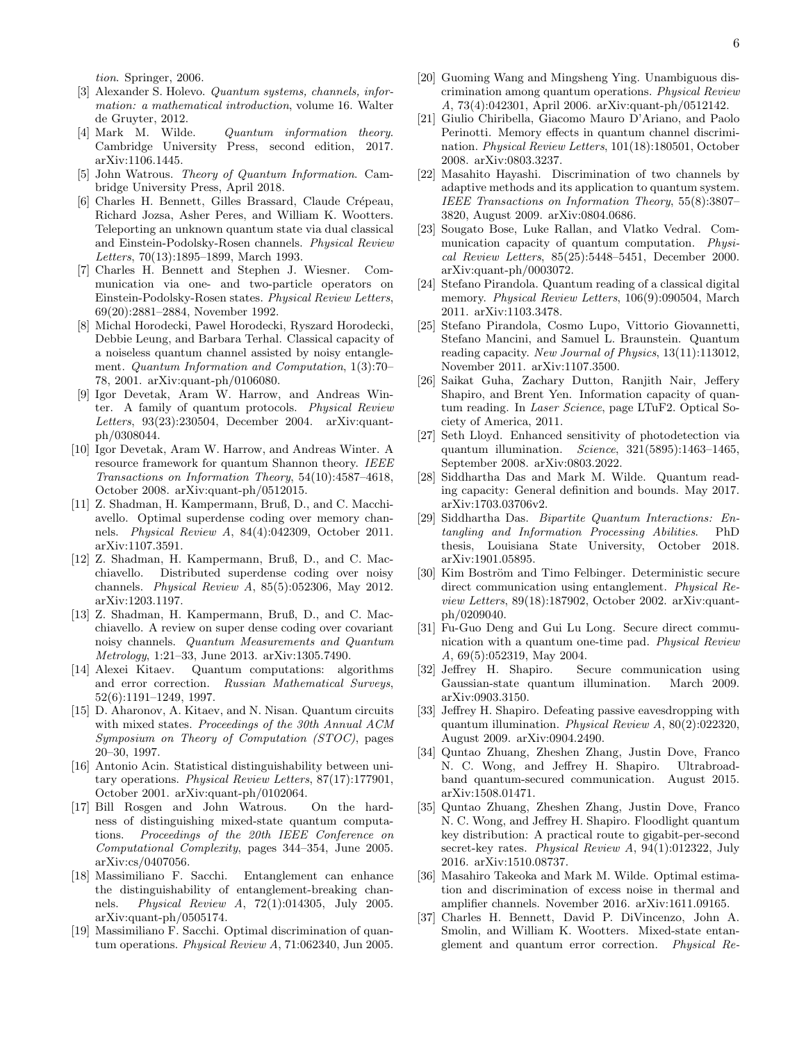*tion*. Springer, 2006.

[3] Alexander S. Holevo. *Quantum systems, channels, information: a mathematical introduction*, volume 16. Walter de Gruyter, 2012.

[4] Mark M. Wilde. *Quantum information theory*. Cambridge University Press, second edition, 2017. arXiv:1106.1445.

[5] John Watrous. *Theory of Quantum Information*. Cambridge University Press, April 2018.

[6] Charles H. Bennett, Gilles Brassard, Claude Crépeau, Richard Jozsa, Asher Peres, and William K. Wootters. Teleporting an unknown quantum state via dual classical and Einstein-Podolsky-Rosen channels. *Physical Review Letters*, 70(13):1895–1899, March 1993.

[7] Charles H. Bennett and Stephen J. Wiesner. Communication via one- and two-particle operators on Einstein-Podolsky-Rosen states. *Physical Review Letters*, 69(20):2881–2884, November 1992.

[8] Michal Horodecki, Pawel Horodecki, Ryszard Horodecki, Debbie Leung, and Barbara Terhal. Classical capacity of a noiseless quantum channel assisted by noisy entanglement. *Quantum Information and Computation*, 1(3):70–78, 2001. arXiv:quant-ph/0106080.

[9] Igor Devetak, Aram W. Harrow, and Andreas Winter. A family of quantum protocols. *Physical Review Letters*, 93(23):230504, December 2004. arXiv:quant-ph/0308044.

[10] Igor Devetak, Aram W. Harrow, and Andreas Winter. A resource framework for quantum Shannon theory. *IEEE Transactions on Information Theory*, 54(10):4587–4618, October 2008. arXiv:quant-ph/0512015.

[11] Z. Shadman, H. Kampermann, Bruß, D., and C. Macchiavello. Optimal superdense coding over memory channels. *Physical Review A*, 84(4):042309, October 2011. arXiv:1107.3591.

[12] Z. Shadman, H. Kampermann, Bruß, D., and C. Macchiavello. Distributed superdense coding over noisy channels. *Physical Review A*, 85(5):052306, May 2012. arXiv:1203.1197.

[13] Z. Shadman, H. Kampermann, Bruß, D., and C. Macchiavello. A review on super dense coding over covariant noisy channels. *Quantum Measurements and Quantum Metrology*, 1:21–33, June 2013. arXiv:1305.7490.

[14] Alexei Kitaev. Quantum computations: algorithms and error correction. *Russian Mathematical Surveys*, 52(6):1191–1249, 1997.

[15] D. Aharonov, A. Kitaev, and N. Nisan. Quantum circuits with mixed states. *Proceedings of the 30th Annual ACM Symposium on Theory of Computation (STOC)*, pages 20–30, 1997.

[16] Antonio Acin. Statistical distinguishability between unitary operations. *Physical Review Letters*, 87(17):177901, October 2001. arXiv:quant-ph/0102064.

[17] Bill Rosgen and John Watrous. On the hardness of distinguishing mixed-state quantum computations. *Proceedings of the 20th IEEE Conference on Computational Complexity*, pages 344–354, June 2005. arXiv:cs/0407056.

[18] Massimiliano F. Sacchi. Entanglement can enhance the distinguishability of entanglement-breaking channels. *Physical Review A*, 72(1):014305, July 2005. arXiv:quant-ph/0505174.

[19] Massimiliano F. Sacchi. Optimal discrimination of quantum operations. *Physical Review A*, 71:062340, Jun 2005.

[20] Guoming Wang and Mingsheng Ying. Unambiguous discrimination among quantum operations. *Physical Review A*, 73(4):042301, April 2006. arXiv:quant-ph/0512142.

[21] Giulio Chiribella, Giacomo Mauro D'Ariano, and Paolo Perinotti. Memory effects in quantum channel discrimination. *Physical Review Letters*, 101(18):180501, October 2008. arXiv:0803.3237.

[22] Masahito Hayashi. Discrimination of two channels by adaptive methods and its application to quantum system. *IEEE Transactions on Information Theory*, 55(8):3807–3820, August 2009. arXiv:0804.0686.

[23] Sougato Bose, Luke Rallan, and Vlatko Vedral. Communication capacity of quantum computation. *Physical Review Letters*, 85(25):5448–5451, December 2000. arXiv:quant-ph/0003072.

[24] Stefano Pirandola. Quantum reading of a classical digital memory. *Physical Review Letters*, 106(9):090504, March 2011. arXiv:1103.3478.

[25] Stefano Pirandola, Cosmo Lupo, Vittorio Giovannetti, Stefano Mancini, and Samuel L. Braunstein. Quantum reading capacity. *New Journal of Physics*, 13(11):113012, November 2011. arXiv:1107.3500.

[26] Saikat Guha, Zachary Dutton, Ranjith Nair, Jeffery Shapiro, and Brent Yen. Information capacity of quantum reading. In *Laser Science*, page LTuF2. Optical Society of America, 2011.

[27] Seth Lloyd. Enhanced sensitivity of photodetection via quantum illumination. *Science*, 321(5895):1463–1465, September 2008. arXiv:0803.2022.

[28] Siddhartha Das and Mark M. Wilde. Quantum reading capacity: General definition and bounds. May 2017. arXiv:1703.03706v2.

[29] Siddhartha Das. *Bipartite Quantum Interactions: Entangling and Information Processing Abilities*. PhD thesis, Louisiana State University, October 2018. arXiv:1901.05895.

[30] Kim Boström and Timo Felbinger. Deterministic secure direct communication using entanglement. *Physical Review Letters*, 89(18):187902, October 2002. arXiv:quant-ph/0209040.

[31] Fu-Guo Deng and Gui Lu Long. Secure direct communication with a quantum one-time pad. *Physical Review A*, 69(5):052319, May 2004.

[32] Jeffrey H. Shapiro. Secure communication using Gaussian-state quantum illumination. March 2009. arXiv:0903.3150.

[33] Jeffrey H. Shapiro. Defeating passive eavesdropping with quantum illumination. *Physical Review A*, 80(2):022320, August 2009. arXiv:0904.2490.

[34] Quntao Zhuang, Zheshen Zhang, Justin Dove, Franco N. C. Wong, and Jeffrey H. Shapiro. Ultrabroadband quantum-secured communication. August 2015. arXiv:1508.01471.

[35] Quntao Zhuang, Zheshen Zhang, Justin Dove, Franco N. C. Wong, and Jeffrey H. Shapiro. Floodlight quantum key distribution: A practical route to gigabit-per-second secret-key rates. *Physical Review A*, 94(1):012322, July 2016. arXiv:1510.08737.

[36] Masahiro Takeoka and Mark M. Wilde. Optimal estimation and discrimination of excess noise in thermal and amplifier channels. November 2016. arXiv:1611.09165.

[37] Charles H. Bennett, David P. DiVincenzo, John A. Smolin, and William K. Wootters. Mixed-state entanglement and quantum error correction. *Physical Re-*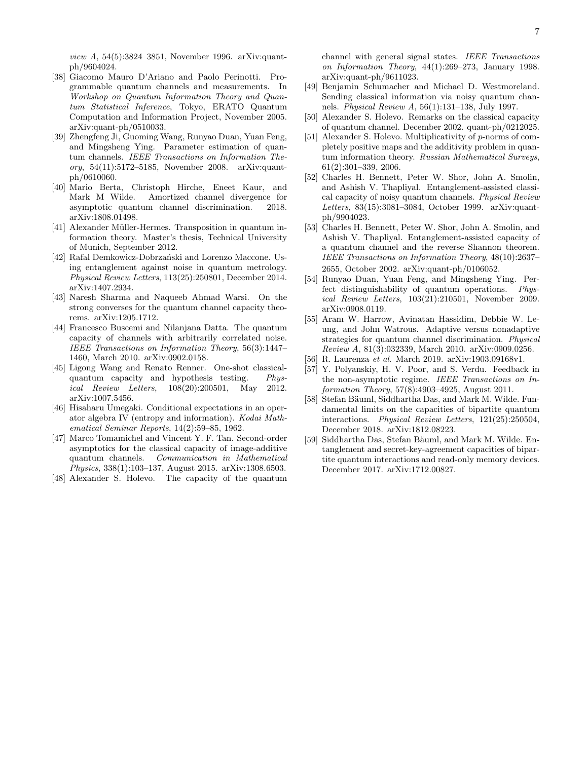*view A*, 54(5):3824–3851, November 1996. arXiv:quant-ph/9604024.

[38] Giacomo Mauro D'Ariano and Paolo Perinotti. Programmable quantum channels and measurements. In *Workshop on Quantum Information Theory and Quantum Statistical Inference*, Tokyo, ERATO Quantum Computation and Information Project, November 2005. arXiv:quant-ph/0510033.

[39] Zhengfeng Ji, Guoming Wang, Runyao Duan, Yuan Feng, and Mingsheng Ying. Parameter estimation of quantum channels. *IEEE Transactions on Information Theory*, 54(11):5172–5185, November 2008. arXiv:quant-ph/0610060.

[40] Mario Berta, Christoph Hirche, Eneet Kaur, and Mark M Wilde. Amortized channel divergence for asymptotic quantum channel discrimination. 2018. arXiv:1808.01498.

[41] Alexander Müller-Hermes. Transposition in quantum information theory. Master's thesis, Technical University of Munich, September 2012.

[42] Rafal Demkowicz-Dobrzański and Lorenzo Maccone. Using entanglement against noise in quantum metrology. *Physical Review Letters*, 113(25):250801, December 2014. arXiv:1407.2934.

[43] Naresh Sharma and Naqueeb Ahmad Warsi. On the strong converses for the quantum channel capacity theorems. arXiv:1205.1712.

[44] Francesco Buscemi and Nilanjana Datta. The quantum capacity of channels with arbitrarily correlated noise. *IEEE Transactions on Information Theory*, 56(3):1447–1460, March 2010. arXiv:0902.0158.

[45] Ligong Wang and Renato Renner. One-shot classical-quantum capacity and hypothesis testing. *Physical Review Letters*, 108(20):200501, May 2012. arXiv:1007.5456.

[46] Hisaharu Umegaki. Conditional expectations in an operator algebra IV (entropy and information). *Kodai Mathematical Seminar Reports*, 14(2):59–85, 1962.

[47] Marco Tomamichel and Vincent Y. F. Tan. Second-order asymptotics for the classical capacity of image-additive quantum channels. *Communication in Mathematical Physics*, 338(1):103–137, August 2015. arXiv:1308.6503.

[48] Alexander S. Holevo. The capacity of the quantum channel with general signal states. *IEEE Transactions on Information Theory*, 44(1):269–273, January 1998. arXiv:quant-ph/9611023.

[49] Benjamin Schumacher and Michael D. Westmoreland. Sending classical information via noisy quantum channels. *Physical Review A*, 56(1):131–138, July 1997.

[50] Alexander S. Holevo. Remarks on the classical capacity of quantum channel. December 2002. quant-ph/0212025.

[51] Alexander S. Holevo. Multiplicativity of $p$-norms of completely positive maps and the additivity problem in quantum information theory. *Russian Mathematical Surveys*, 61(2):301–339, 2006.

[52] Charles H. Bennett, Peter W. Shor, John A. Smolin, and Ashish V. Thapliyal. Entanglement-assisted classical capacity of noisy quantum channels. *Physical Review Letters*, 83(15):3081–3084, October 1999. arXiv:quant-ph/9904023.

[53] Charles H. Bennett, Peter W. Shor, John A. Smolin, and Ashish V. Thapliyal. Entanglement-assisted capacity of a quantum channel and the reverse Shannon theorem. *IEEE Transactions on Information Theory*, 48(10):2637–2655, October 2002. arXiv:quant-ph/0106052.

[54] Runyao Duan, Yuan Feng, and Mingsheng Ying. Perfect distinguishability of quantum operations. *Physical Review Letters*, 103(21):210501, November 2009. arXiv:0908.0119.

[55] Aram W. Harrow, Avinatan Hassidim, Debbie W. Leung, and John Watrous. Adaptive versus nonadaptive strategies for quantum channel discrimination. *Physical Review A*, 81(3):032339, March 2010. arXiv:0909.0256.

[56] R. Laurenza *et al.* March 2019. arXiv:1903.09168v1.

[57] Y. Polyanskiy, H. V. Poor, and S. Verdu. Feedback in the non-asymptotic regime. *IEEE Transactions on Information Theory*, 57(8):4903–4925, August 2011.

[58] Stefan Bäuml, Siddhartha Das, and Mark M. Wilde. Fundamental limits on the capacities of bipartite quantum interactions. *Physical Review Letters*, 121(25):250504, December 2018. arXiv:1812.08223.

[59] Siddhartha Das, Stefan Bäuml, and Mark M. Wilde. Entanglement and secret-key-agreement capacities of bipartite quantum interactions and read-only memory devices. December 2017. arXiv:1712.00827.